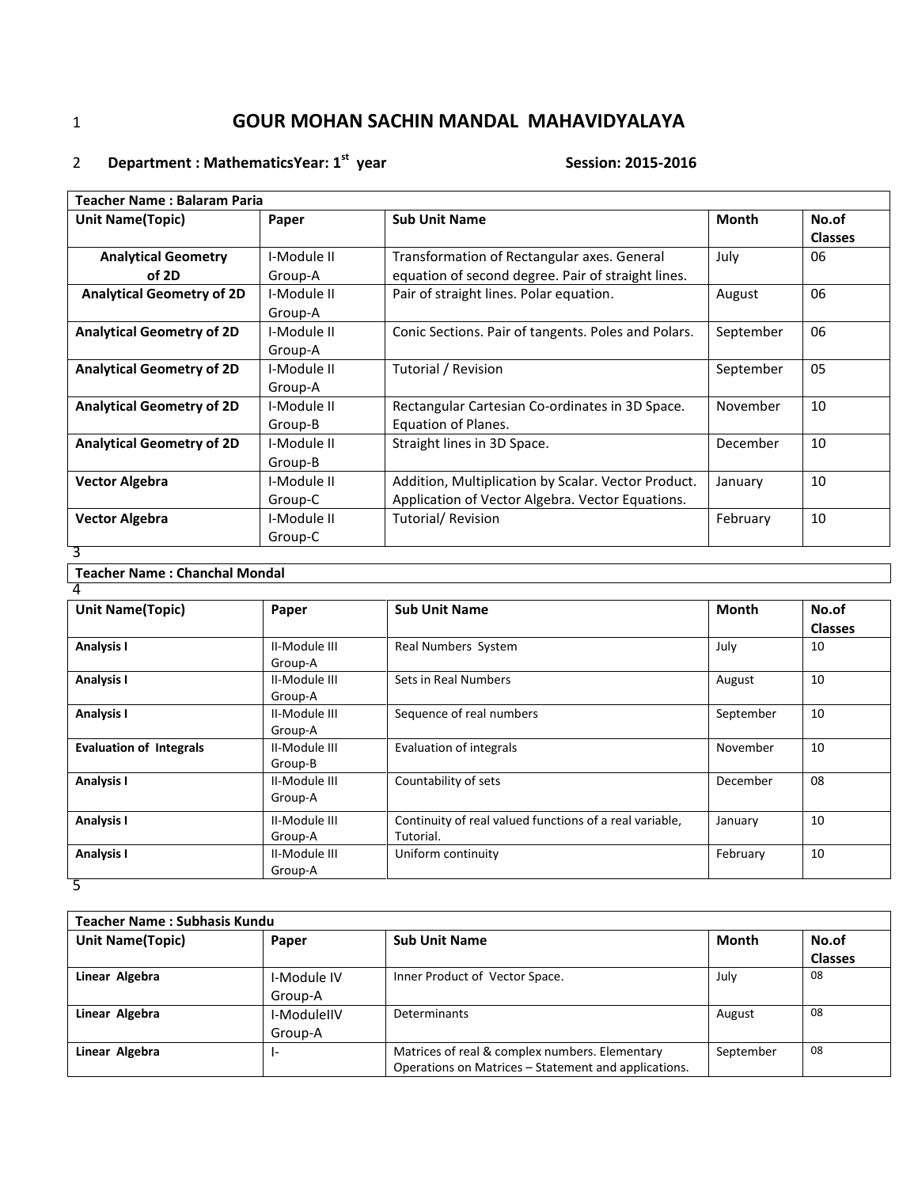# GOUR MOHAN SACHIN MANDAL MAHAVIDYALAYA

**Department : MathematicsYear: 1st year** **Session: 2015-2016**

| Teacher Name : Balaram Paria | | | | |
|---|---|---|---|---|
| **Unit Name(Topic)** | **Paper** | **Sub Unit Name** | **Month** | **No.of Classes** |
| **Analytical Geometry of 2D** | I-Module II Group-A | Transformation of Rectangular axes. General equation of second degree. Pair of straight lines. | July | 06 |
| **Analytical Geometry of 2D** | I-Module II Group-A | Pair of straight lines. Polar equation. | August | 06 |
| **Analytical Geometry of 2D** | I-Module II Group-A | Conic Sections. Pair of tangents. Poles and Polars. | September | 06 |
| **Analytical Geometry of 2D** | I-Module II Group-A | Tutorial / Revision | September | 05 |
| **Analytical Geometry of 2D** | I-Module II Group-B | Rectangular Cartesian Co-ordinates in 3D Space. Equation of Planes. | November | 10 |
| **Analytical Geometry of 2D** | I-Module II Group-B | Straight lines in 3D Space. | December | 10 |
| **Vector Algebra** | I-Module II Group-C | Addition, Multiplication by Scalar. Vector Product. Application of Vector Algebra. Vector Equations. | January | 10 |
| **Vector Algebra** | I-Module II Group-C | Tutorial/ Revision | February | 10 |

| Teacher Name : Chanchal Mondal | | | | |
|---|---|---|---|---|
| **Unit Name(Topic)** | **Paper** | **Sub Unit Name** | **Month** | **No.of Classes** |
| **Analysis I** | II-Module III Group-A | Real Numbers System | July | 10 |
| **Analysis I** | II-Module III Group-A | Sets in Real Numbers | August | 10 |
| **Analysis I** | II-Module III Group-A | Sequence of real numbers | September | 10 |
| **Evaluation of Integrals** | II-Module III Group-B | Evaluation of integrals | November | 10 |
| **Analysis I** | II-Module III Group-A | Countability of sets | December | 08 |
| **Analysis I** | II-Module III Group-A | Continuity of real valued functions of a real variable, Tutorial. | January | 10 |
| **Analysis I** | II-Module III Group-A | Uniform continuity | February | 10 |

| Teacher Name : Subhasis Kundu | | | | |
|---|---|---|---|---|
| **Unit Name(Topic)** | **Paper** | **Sub Unit Name** | **Month** | **No.of Classes** |
| **Linear Algebra** | I-Module IV Group-A | Inner Product of Vector Space. | July | 08 |
| **Linear Algebra** | I-ModuleIIV Group-A | Determinants | August | 08 |
| **Linear Algebra** | I- | Matrices of real & complex numbers. Elementary Operations on Matrices – Statement and applications. | September | 08 |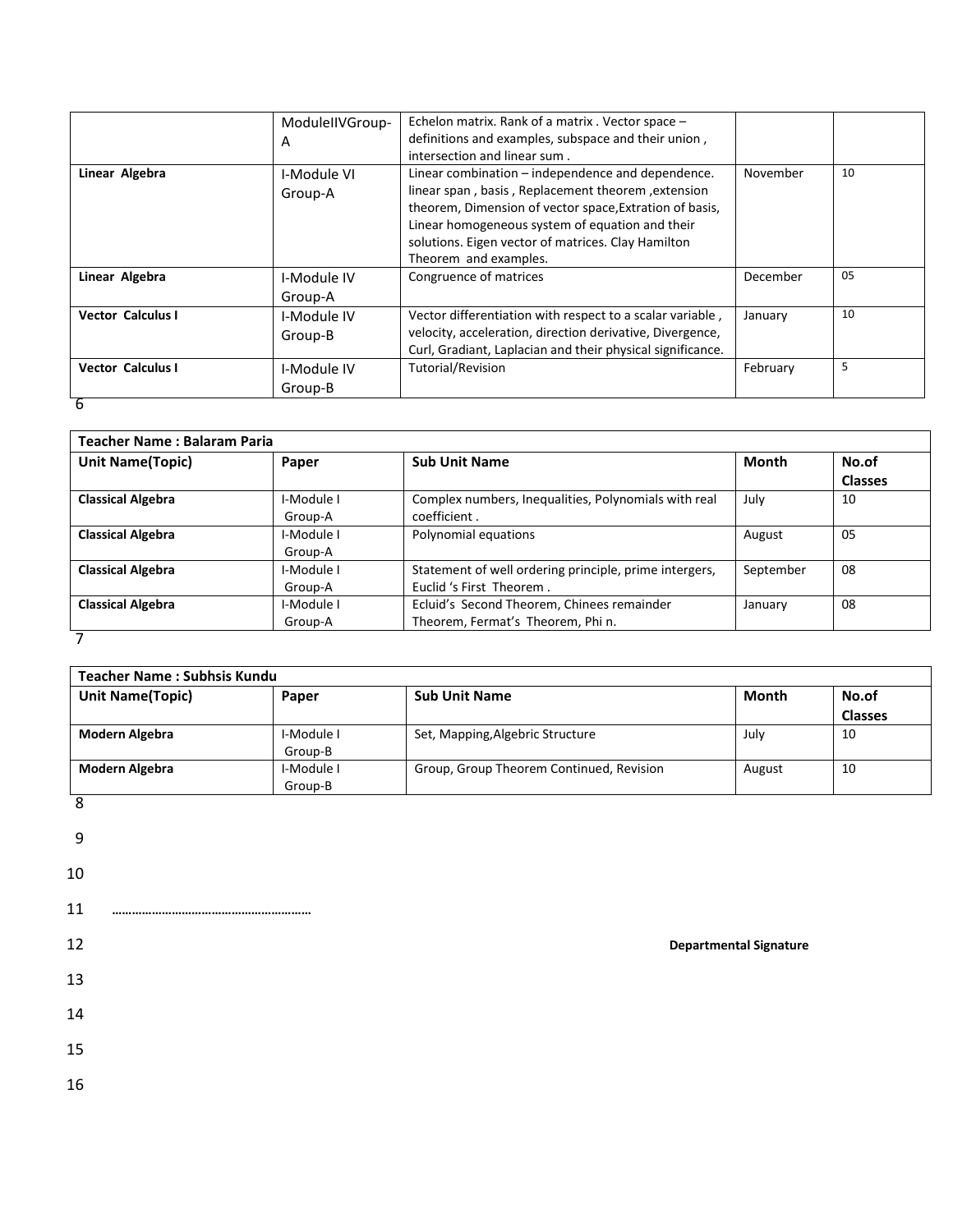| | ModuleIIVGroup-A | Echelon matrix. Rank of a matrix . Vector space – definitions and examples, subspace and their union , intersection and linear sum . | | |
|---|---|---|---|---|
| **Linear Algebra** | I-Module VI Group-A | Linear combination – independence and dependence. linear span , basis , Replacement theorem ,extension theorem, Dimension of vector space,Extration of basis, Linear homogeneous system of equation and their solutions. Eigen vector of matrices. Clay Hamilton Theorem and examples. | November | 10 |
| **Linear Algebra** | I-Module IV Group-A | Congruence of matrices | December | 05 |
| **Vector Calculus I** | I-Module IV Group-B | Vector differentiation with respect to a scalar variable , velocity, acceleration, direction derivative, Divergence, Curl, Gradiant, Laplacian and their physical significance. | January | 10 |
| **Vector Calculus I** | I-Module IV Group-B | Tutorial/Revision | February | 5 |

6

| **Teacher Name : Balaram Paria** | | | | |
|---|---|---|---|---|
| **Unit Name(Topic)** | **Paper** | **Sub Unit Name** | **Month** | **No.of Classes** |
| **Classical Algebra** | I-Module I Group-A | Complex numbers, Inequalities, Polynomials with real coefficient . | July | 10 |
| **Classical Algebra** | I-Module I Group-A | Polynomial equations | August | 05 |
| **Classical Algebra** | I-Module I Group-A | Statement of well ordering principle, prime intergers, Euclid 's First Theorem . | September | 08 |
| **Classical Algebra** | I-Module I Group-A | Ecluid's Second Theorem, Chinees remainder Theorem, Fermat's Theorem, Phi n. | January | 08 |

7

| **Teacher Name : Subhsis Kundu** | | | | |
|---|---|---|---|---|
| **Unit Name(Topic)** | **Paper** | **Sub Unit Name** | **Month** | **No.of Classes** |
| **Modern Algebra** | I-Module I Group-B | Set, Mapping,Algebric Structure | July | 10 |
| **Modern Algebra** | I-Module I Group-B | Group, Group Theorem Continued, Revision | August | 10 |

8

9

10

11 ………………………………………………

12 **Departmental Signature**

13

14

15

16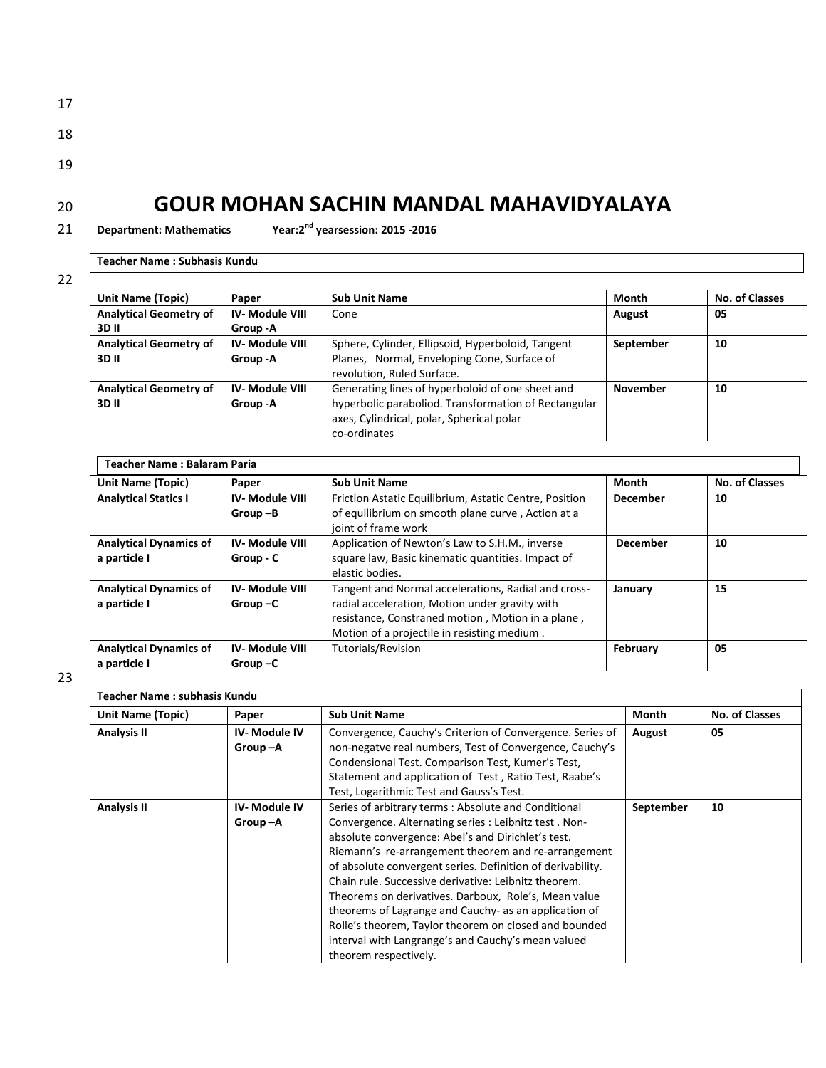# GOUR MOHAN SACHIN MANDAL MAHAVIDYALAYA

**Department: Mathematics Year:2nd yearsession: 2015 -2016**

**Teacher Name : Subhasis Kundu**

| Unit Name (Topic) | Paper | Sub Unit Name | Month | No. of Classes |
|---|---|---|---|---|
| **Analytical Geometry of 3D II** | **IV- Module VIII Group -A** | Cone | **August** | **05** |
| **Analytical Geometry of 3D II** | **IV- Module VIII Group -A** | Sphere, Cylinder, Ellipsoid, Hyperboloid, Tangent Planes, Normal, Enveloping Cone, Surface of revolution, Ruled Surface. | **September** | **10** |
| **Analytical Geometry of 3D II** | **IV- Module VIII Group -A** | Generating lines of hyperboloid of one sheet and hyperbolic paraboliod. Transformation of Rectangular axes, Cylindrical, polar, Spherical polar co-ordinates | **November** | **10** |

**Teacher Name : Balaram Paria**

| Unit Name (Topic) | Paper | Sub Unit Name | Month | No. of Classes |
|---|---|---|---|---|
| **Analytical Statics I** | **IV- Module VIII Group –B** | Friction Astatic Equilibrium, Astatic Centre, Position of equilibrium on smooth plane curve , Action at a joint of frame work | **December** | **10** |
| **Analytical Dynamics of a particle I** | **IV- Module VIII Group - C** | Application of Newton's Law to S.H.M., inverse square law, Basic kinematic quantities. Impact of elastic bodies. | **December** | **10** |
| **Analytical Dynamics of a particle I** | **IV- Module VIII Group –C** | Tangent and Normal accelerations, Radial and cross-radial acceleration, Motion under gravity with resistance, Constraned motion , Motion in a plane , Motion of a projectile in resisting medium . | **January** | **15** |
| **Analytical Dynamics of a particle I** | **IV- Module VIII Group –C** | Tutorials/Revision | **February** | **05** |

**Teacher Name : subhasis Kundu**

| Unit Name (Topic) | Paper | Sub Unit Name | Month | No. of Classes |
|---|---|---|---|---|
| **Analysis II** | **IV- Module IV Group –A** | Convergence, Cauchy's Criterion of Convergence. Series of non-negatve real numbers, Test of Convergence, Cauchy's Condensional Test. Comparison Test, Kumer's Test, Statement and application of Test , Ratio Test, Raabe's Test, Logarithmic Test and Gauss's Test. | **August** | **05** |
| **Analysis II** | **IV- Module IV Group –A** | Series of arbitrary terms : Absolute and Conditional Convergence. Alternating series : Leibnitz test . Non-absolute convergence: Abel's and Dirichlet's test. Riemann's re-arrangement theorem and re-arrangement of absolute convergent series. Definition of derivability. Chain rule. Successive derivative: Leibnitz theorem. Theorems on derivatives. Darboux, Role's, Mean value theorems of Lagrange and Cauchy- as an application of Rolle's theorem, Taylor theorem on closed and bounded interval with Langrange's and Cauchy's mean valued theorem respectively. | **September** | **10** |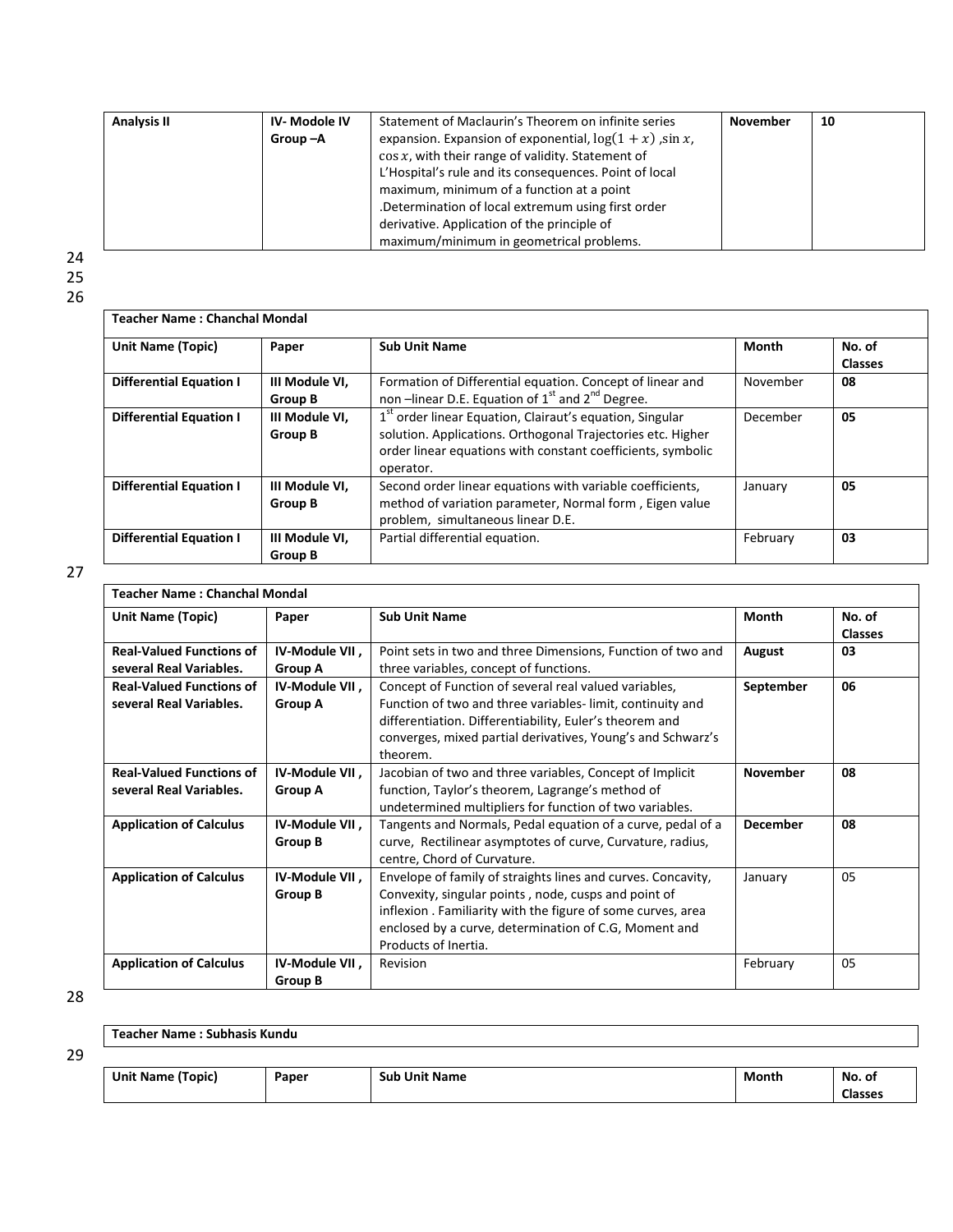| Analysis II | IV- Modole IV Group –A | Statement of Maclaurin's Theorem on infinite series expansion. Expansion of exponential, $\log(1+x)$ ,$\sin x$, $\cos x$, with their range of validity. Statement of L'Hospital's rule and its consequences. Point of local maximum, minimum of a function at a point .Determination of local extremum using first order derivative. Application of the principle of maximum/minimum in geometrical problems. | November | 10 |
|---|---|---|---|---|

24
25
26

| Teacher Name : Chanchal Mondal | | | | |
|---|---|---|---|---|
| **Unit Name (Topic)** | **Paper** | **Sub Unit Name** | **Month** | **No. of Classes** |
| **Differential Equation I** | **III Module VI, Group B** | Formation of Differential equation. Concept of linear and non –linear D.E. Equation of 1st and 2nd Degree. | November | **08** |
| **Differential Equation I** | **III Module VI, Group B** | 1st order linear Equation, Clairaut's equation, Singular solution. Applications. Orthogonal Trajectories etc. Higher order linear equations with constant coefficients, symbolic operator. | December | **05** |
| **Differential Equation I** | **III Module VI, Group B** | Second order linear equations with variable coefficients, method of variation parameter, Normal form , Eigen value problem, simultaneous linear D.E. | January | **05** |
| **Differential Equation I** | **III Module VI, Group B** | Partial differential equation. | February | **03** |

27

| Teacher Name : Chanchal Mondal | | | | |
|---|---|---|---|---|
| **Unit Name (Topic)** | **Paper** | **Sub Unit Name** | **Month** | **No. of Classes** |
| **Real-Valued Functions of several Real Variables.** | **IV-Module VII , Group A** | Point sets in two and three Dimensions, Function of two and three variables, concept of functions. | **August** | **03** |
| **Real-Valued Functions of several Real Variables.** | **IV-Module VII , Group A** | Concept of Function of several real valued variables, Function of two and three variables- limit, continuity and differentiation. Differentiability, Euler's theorem and converges, mixed partial derivatives, Young's and Schwarz's theorem. | **September** | **06** |
| **Real-Valued Functions of several Real Variables.** | **IV-Module VII , Group A** | Jacobian of two and three variables, Concept of Implicit function, Taylor's theorem, Lagrange's method of undetermined multipliers for function of two variables. | **November** | **08** |
| **Application of Calculus** | **IV-Module VII , Group B** | Tangents and Normals, Pedal equation of a curve, pedal of a curve, Rectilinear asymptotes of curve, Curvature, radius, centre, Chord of Curvature. | **December** | **08** |
| **Application of Calculus** | **IV-Module VII , Group B** | Envelope of family of straights lines and curves. Concavity, Convexity, singular points , node, cusps and point of inflexion . Familiarity with the figure of some curves, area enclosed by a curve, determination of C.G, Moment and Products of Inertia. | January | 05 |
| **Application of Calculus** | **IV-Module VII , Group B** | Revision | February | 05 |

28

| Teacher Name : Subhasis Kundu |
|---|

29

| Unit Name (Topic) | Paper | Sub Unit Name | Month | No. of Classes |
|---|---|---|---|---|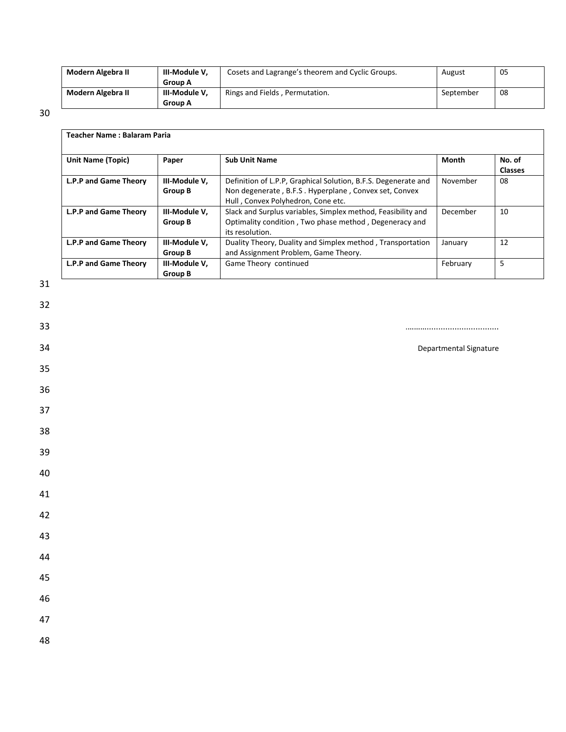| Modern Algebra II | III-Module V, Group A | Cosets and Lagrange's theorem and Cyclic Groups. | August | 05 |
|---|---|---|---|---|
| Modern Algebra II | III-Module V, Group A | Rings and Fields , Permutation. | September | 08 |

| **Teacher Name : Balaram Paria** | | | | |
|---|---|---|---|---|
| **Unit Name (Topic)** | **Paper** | **Sub Unit Name** | **Month** | **No. of Classes** |
| **L.P.P and Game Theory** | **III-Module V, Group B** | Definition of L.P.P, Graphical Solution, B.F.S. Degenerate and Non degenerate , B.F.S . Hyperplane , Convex set, Convex Hull , Convex Polyhedron, Cone etc. | November | 08 |
| **L.P.P and Game Theory** | **III-Module V, Group B** | Slack and Surplus variables, Simplex method, Feasibility and Optimality condition , Two phase method , Degeneracy and its resolution. | December | 10 |
| **L.P.P and Game Theory** | **III-Module V, Group B** | Duality Theory, Duality and Simplex method , Transportation and Assignment Problem, Game Theory. | January | 12 |
| **L.P.P and Game Theory** | **III-Module V, Group B** | Game Theory continued | February | 5 |

.........................................

Departmental Signature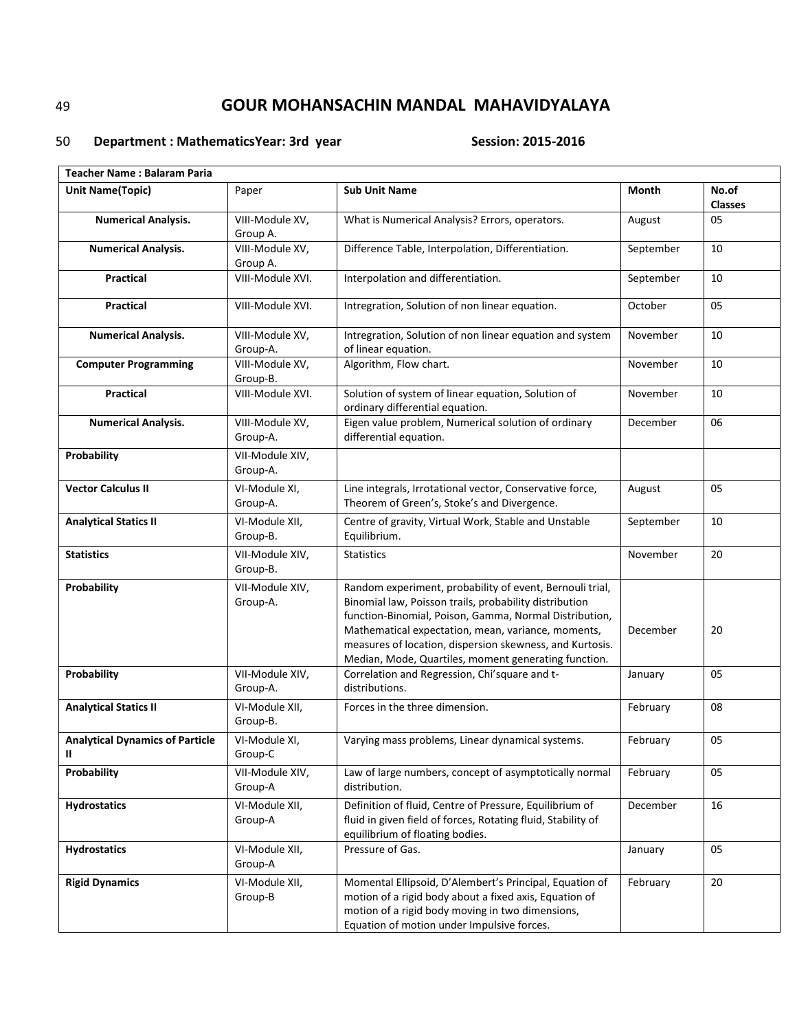# GOUR MOHANSACHIN MANDAL MAHAVIDYALAYA

## Department : MathematicsYear: 3rd year Session: 2015-2016

| Teacher Name : Balaram Paria | | | | |
|---|---|---|---|---|
| **Unit Name(Topic)** | Paper | **Sub Unit Name** | **Month** | **No.of Classes** |
| **Numerical Analysis.** | VIII-Module XV, Group A. | What is Numerical Analysis? Errors, operators. | August | 05 |
| **Numerical Analysis.** | VIII-Module XV, Group A. | Difference Table, Interpolation, Differentiation. | September | 10 |
| **Practical** | VIII-Module XVI. | Interpolation and differentiation. | September | 10 |
| **Practical** | VIII-Module XVI. | Intregration, Solution of non linear equation. | October | 05 |
| **Numerical Analysis.** | VIII-Module XV, Group-A. | Intregration, Solution of non linear equation and system of linear equation. | November | 10 |
| **Computer Programming** | VIII-Module XV, Group-B. | Algorithm, Flow chart. | November | 10 |
| **Practical** | VIII-Module XVI. | Solution of system of linear equation, Solution of ordinary differential equation. | November | 10 |
| **Numerical Analysis.** | VIII-Module XV, Group-A. | Eigen value problem, Numerical solution of ordinary differential equation. | December | 06 |
| **Probability** | VII-Module XIV, Group-A. | | | |
| **Vector Calculus II** | VI-Module XI, Group-A. | Line integrals, Irrotational vector, Conservative force, Theorem of Green's, Stoke's and Divergence. | August | 05 |
| **Analytical Statics II** | VI-Module XII, Group-B. | Centre of gravity, Virtual Work, Stable and Unstable Equilibrium. | September | 10 |
| **Statistics** | VII-Module XIV, Group-B. | Statistics | November | 20 |
| **Probability** | VII-Module XIV, Group-A. | Random experiment, probability of event, Bernouli trial, Binomial law, Poisson trails, probability distribution function-Binomial, Poison, Gamma, Normal Distribution, Mathematical expectation, mean, variance, moments, measures of location, dispersion skewness, and Kurtosis. Median, Mode, Quartiles, moment generating function. | December | 20 |
| **Probability** | VII-Module XIV, Group-A. | Correlation and Regression, Chi'square and t-distributions. | January | 05 |
| **Analytical Statics II** | VI-Module XII, Group-B. | Forces in the three dimension. | February | 08 |
| **Analytical Dynamics of Particle II** | VI-Module XI, Group-C | Varying mass problems, Linear dynamical systems. | February | 05 |
| **Probability** | VII-Module XIV, Group-A | Law of large numbers, concept of asymptotically normal distribution. | February | 05 |
| **Hydrostatics** | VI-Module XII, Group-A | Definition of fluid, Centre of Pressure, Equilibrium of fluid in given field of forces, Rotating fluid, Stability of equilibrium of floating bodies. | December | 16 |
| **Hydrostatics** | VI-Module XII, Group-A | Pressure of Gas. | January | 05 |
| **Rigid Dynamics** | VI-Module XII, Group-B | Momental Ellipsoid, D'Alembert's Principal, Equation of motion of a rigid body about a fixed axis, Equation of motion of a rigid body moving in two dimensions, Equation of motion under Impulsive forces. | February | 20 |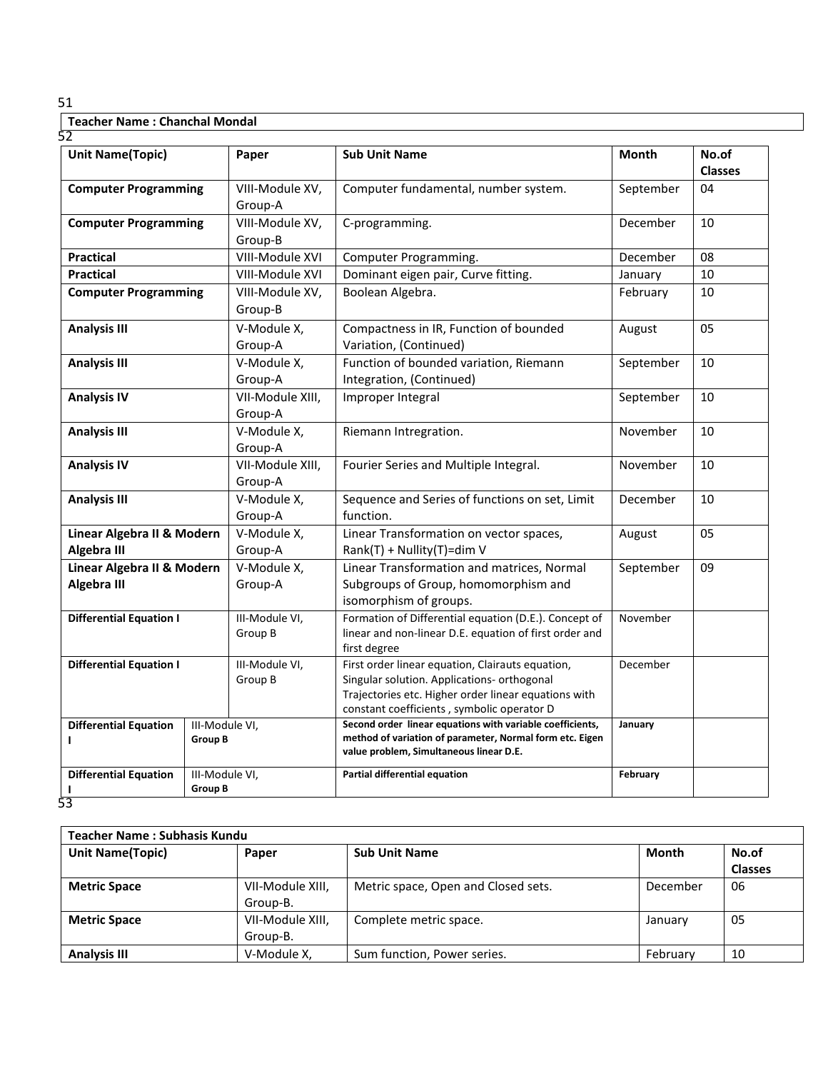51

**Teacher Name : Chanchal Mondal**

52

| Unit Name(Topic) | Paper | Sub Unit Name | Month | No.of Classes |
|---|---|---|---|---|
| **Computer Programming** | VIII-Module XV, Group-A | Computer fundamental, number system. | September | 04 |
| **Computer Programming** | VIII-Module XV, Group-B | C-programming. | December | 10 |
| **Practical** | VIII-Module XVI | Computer Programming. | December | 08 |
| **Practical** | VIII-Module XVI | Dominant eigen pair, Curve fitting. | January | 10 |
| **Computer Programming** | VIII-Module XV, Group-B | Boolean Algebra. | February | 10 |
| **Analysis III** | V-Module X, Group-A | Compactness in IR, Function of bounded Variation, (Continued) | August | 05 |
| **Analysis III** | V-Module X, Group-A | Function of bounded variation, Riemann Integration, (Continued) | September | 10 |
| **Analysis IV** | VII-Module XIII, Group-A | Improper Integral | September | 10 |
| **Analysis III** | V-Module X, Group-A | Riemann Intregration. | November | 10 |
| **Analysis IV** | VII-Module XIII, Group-A | Fourier Series and Multiple Integral. | November | 10 |
| **Analysis III** | V-Module X, Group-A | Sequence and Series of functions on set, Limit function. | December | 10 |
| **Linear Algebra II & Modern Algebra III** | V-Module X, Group-A | Linear Transformation on vector spaces, Rank(T) + Nullity(T)=dim V | August | 05 |
| **Linear Algebra II & Modern Algebra III** | V-Module X, Group-A | Linear Transformation and matrices, Normal Subgroups of Group, homomorphism and isomorphism of groups. | September | 09 |
| **Differential Equation I** | III-Module VI, Group B | Formation of Differential equation (D.E.). Concept of linear and non-linear D.E. equation of first order and first degree | November | |
| **Differential Equation I** | III-Module VI, Group B | First order linear equation, Clairauts equation, Singular solution. Applications- orthogonal Trajectories etc. Higher order linear equations with constant coefficients , symbolic operator D | December | |
| **Differential Equation I** | III-Module VI, **Group B** | **Second order linear equations with variable coefficients, method of variation of parameter, Normal form etc. Eigen value problem, Simultaneous linear D.E.** | **January** | |
| **Differential Equation I** | III-Module VI, **Group B** | **Partial differential equation** | **February** | |

53

| **Teacher Name : Subhasis Kundu** | | | | |
|---|---|---|---|---|
| **Unit Name(Topic)** | **Paper** | **Sub Unit Name** | **Month** | **No.of Classes** |
| **Metric Space** | VII-Module XIII, Group-B. | Metric space, Open and Closed sets. | December | 06 |
| **Metric Space** | VII-Module XIII, Group-B. | Complete metric space. | January | 05 |
| **Analysis III** | V-Module X, | Sum function, Power series. | February | 10 |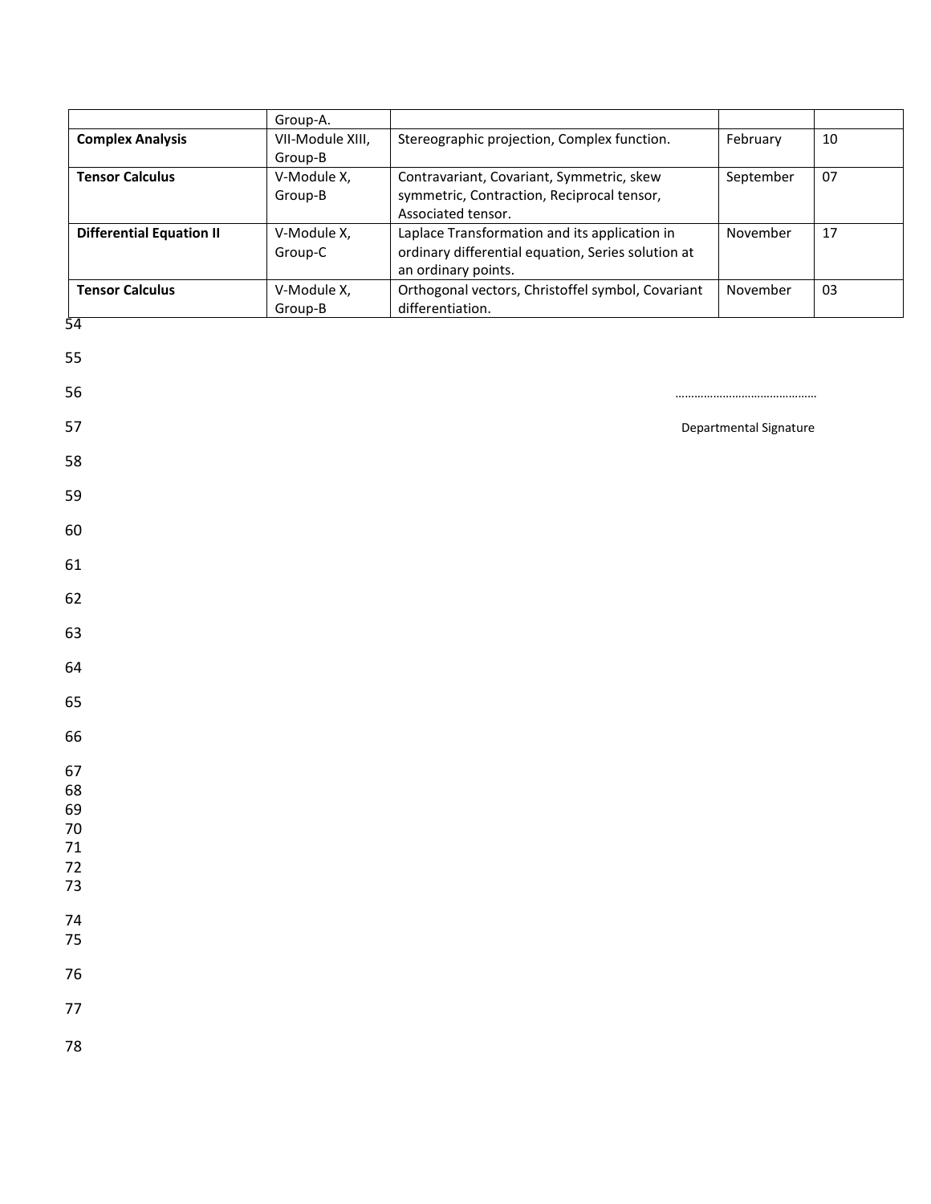|  |  |  |  |  |
| --- | --- | --- | --- | --- |
|  | Group-A. |  |  |  |
| **Complex Analysis** | VII-Module XIII, Group-B | Stereographic projection, Complex function. | February | 10 |
| **Tensor Calculus** | V-Module X, Group-B | Contravariant, Covariant, Symmetric, skew symmetric, Contraction, Reciprocal tensor, Associated tensor. | September | 07 |
| **Differential Equation II** | V-Module X, Group-C | Laplace Transformation and its application in ordinary differential equation, Series solution at an ordinary points. | November | 17 |
| **Tensor Calculus** | V-Module X, Group-B | Orthogonal vectors, Christoffel symbol, Covariant differentiation. | November | 03 |

54

55

56 ……………………………………

57 Departmental Signature

58

59

60

61

62

63

64

65

66

67
68
69
70
71
72
73

74
75

76

77

78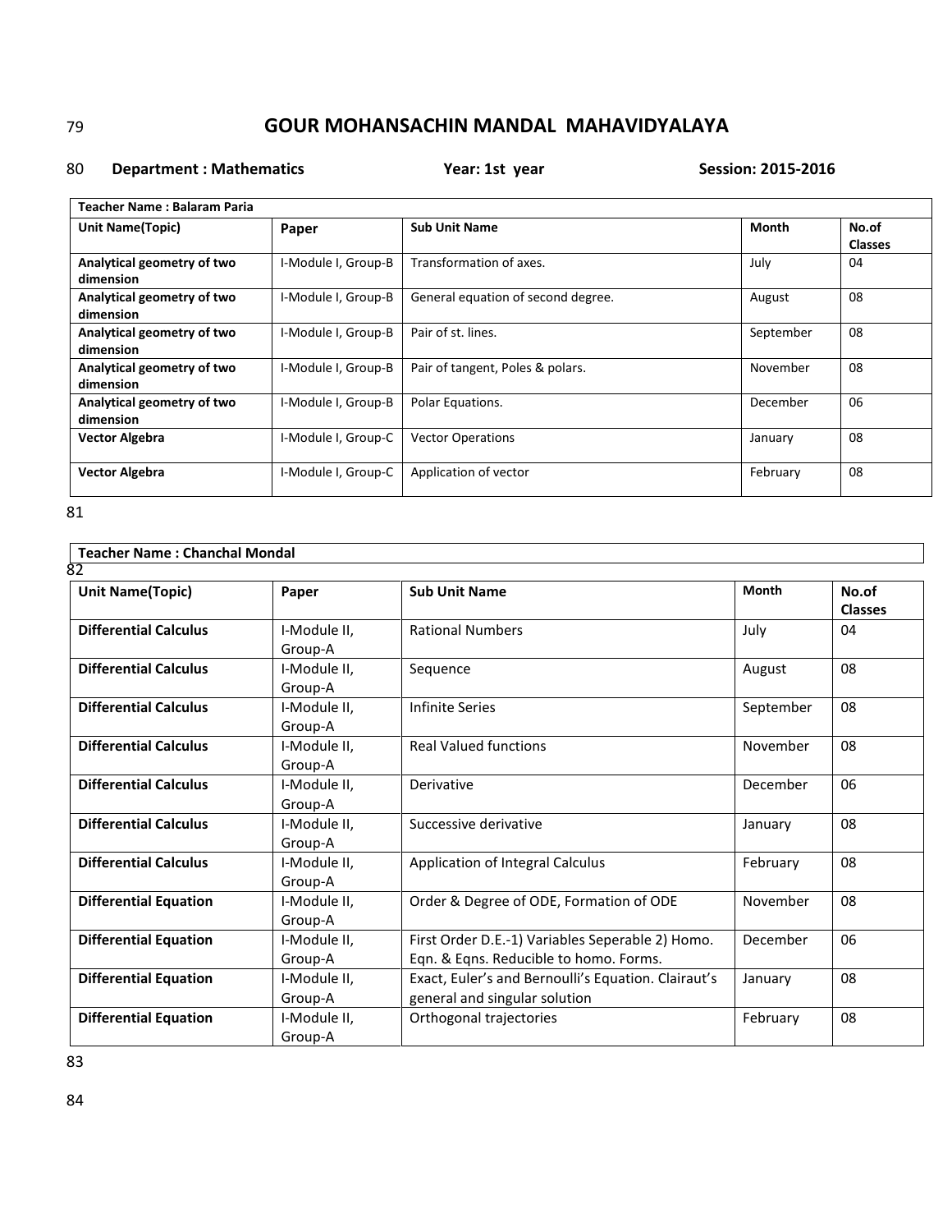# GOUR MOHANSACHIN MANDAL MAHAVIDYALAYA

**Department : Mathematics** **Year: 1st year** **Session: 2015-2016**

| **Teacher Name : Balaram Paria** | | | | |
|---|---|---|---|---|
| **Unit Name(Topic)** | **Paper** | **Sub Unit Name** | **Month** | **No.of Classes** |
| **Analytical geometry of two dimension** | I-Module I, Group-B | Transformation of axes. | July | 04 |
| **Analytical geometry of two dimension** | I-Module I, Group-B | General equation of second degree. | August | 08 |
| **Analytical geometry of two dimension** | I-Module I, Group-B | Pair of st. lines. | September | 08 |
| **Analytical geometry of two dimension** | I-Module I, Group-B | Pair of tangent, Poles & polars. | November | 08 |
| **Analytical geometry of two dimension** | I-Module I, Group-B | Polar Equations. | December | 06 |
| **Vector Algebra** | I-Module I, Group-C | Vector Operations | January | 08 |
| **Vector Algebra** | I-Module I, Group-C | Application of vector | February | 08 |

**Teacher Name : Chanchal Mondal**

| **Unit Name(Topic)** | **Paper** | **Sub Unit Name** | **Month** | **No.of Classes** |
|---|---|---|---|---|
| **Differential Calculus** | I-Module II, Group-A | Rational Numbers | July | 04 |
| **Differential Calculus** | I-Module II, Group-A | Sequence | August | 08 |
| **Differential Calculus** | I-Module II, Group-A | Infinite Series | September | 08 |
| **Differential Calculus** | I-Module II, Group-A | Real Valued functions | November | 08 |
| **Differential Calculus** | I-Module II, Group-A | Derivative | December | 06 |
| **Differential Calculus** | I-Module II, Group-A | Successive derivative | January | 08 |
| **Differential Calculus** | I-Module II, Group-A | Application of Integral Calculus | February | 08 |
| **Differential Equation** | I-Module II, Group-A | Order & Degree of ODE, Formation of ODE | November | 08 |
| **Differential Equation** | I-Module II, Group-A | First Order D.E.-1) Variables Seperable 2) Homo. Eqn. & Eqns. Reducible to homo. Forms. | December | 06 |
| **Differential Equation** | I-Module II, Group-A | Exact, Euler's and Bernoulli's Equation. Clairaut's general and singular solution | January | 08 |
| **Differential Equation** | I-Module II, Group-A | Orthogonal trajectories | February | 08 |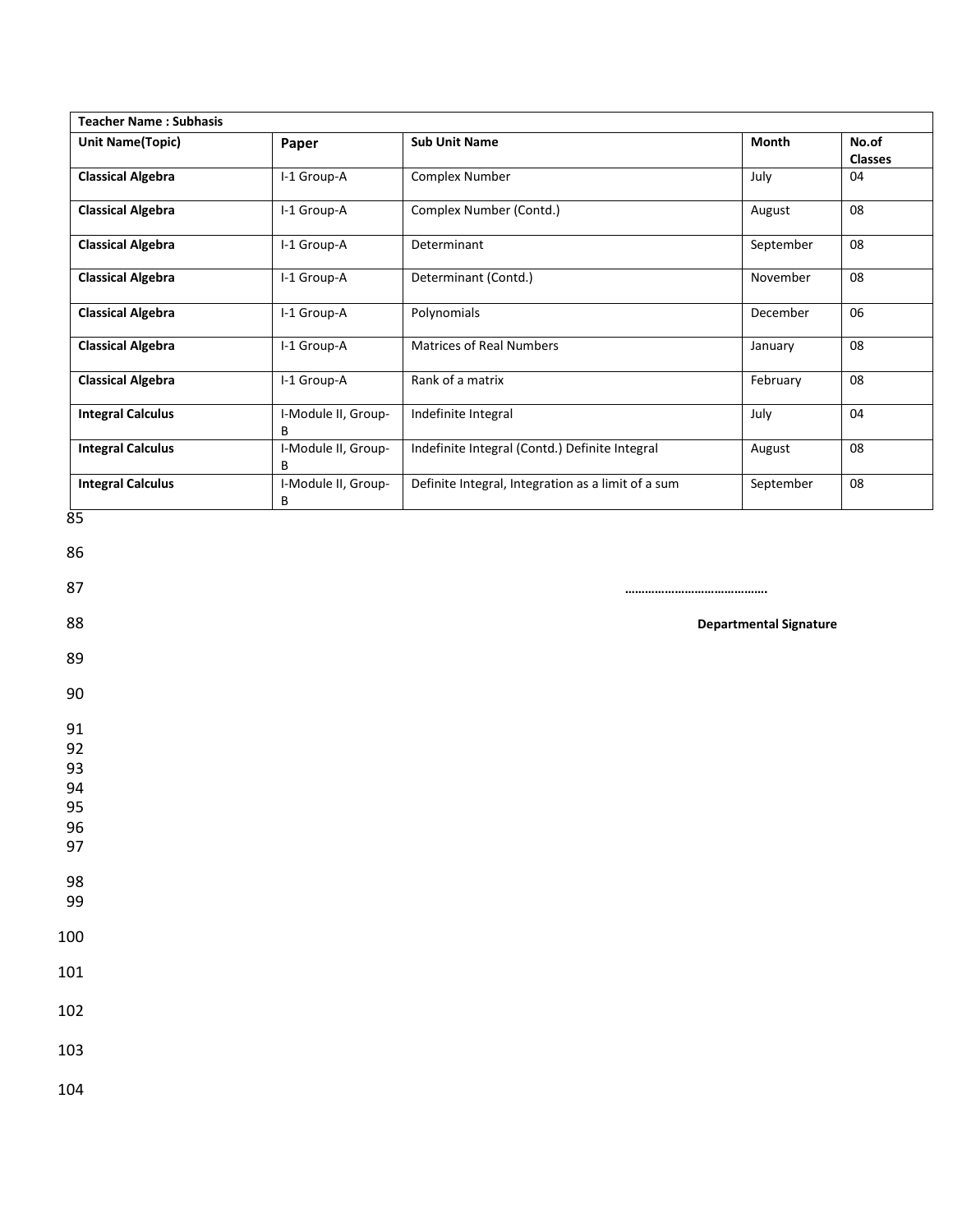| Teacher Name : Subhasis | | | | |
|---|---|---|---|---|
| **Unit Name(Topic)** | **Paper** | **Sub Unit Name** | **Month** | **No.of Classes** |
| **Classical Algebra** | I-1 Group-A | Complex Number | July | 04 |
| **Classical Algebra** | I-1 Group-A | Complex Number (Contd.) | August | 08 |
| **Classical Algebra** | I-1 Group-A | Determinant | September | 08 |
| **Classical Algebra** | I-1 Group-A | Determinant (Contd.) | November | 08 |
| **Classical Algebra** | I-1 Group-A | Polynomials | December | 06 |
| **Classical Algebra** | I-1 Group-A | Matrices of Real Numbers | January | 08 |
| **Classical Algebra** | I-1 Group-A | Rank of a matrix | February | 08 |
| **Integral Calculus** | I-Module II, Group-B | Indefinite Integral | July | 04 |
| **Integral Calculus** | I-Module II, Group-B | Indefinite Integral (Contd.) Definite Integral | August | 08 |
| **Integral Calculus** | I-Module II, Group-B | Definite Integral, Integration as a limit of a sum | September | 08 |

…………………………………..

**Departmental Signature**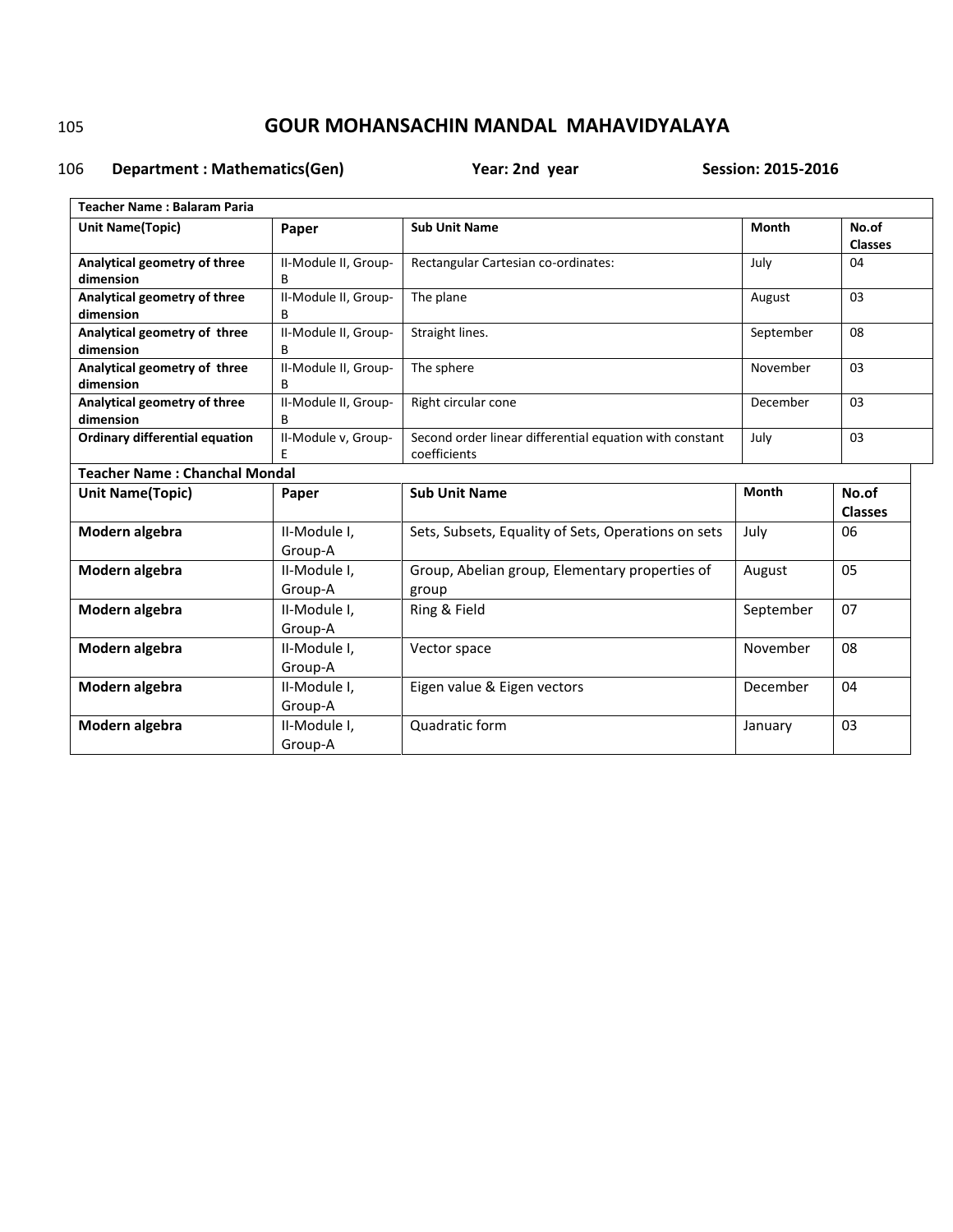# GOUR MOHANSACHIN MANDAL MAHAVIDYALAYA

**Department : Mathematics(Gen)** **Year: 2nd year** **Session: 2015-2016**

| **Teacher Name : Balaram Paria** | | | | |
|---|---|---|---|---|
| **Unit Name(Topic)** | **Paper** | **Sub Unit Name** | **Month** | **No.of Classes** |
| **Analytical geometry of three dimension** | II-Module II, Group-B | Rectangular Cartesian co-ordinates: | July | 04 |
| **Analytical geometry of three dimension** | II-Module II, Group-B | The plane | August | 03 |
| **Analytical geometry of three dimension** | II-Module II, Group-B | Straight lines. | September | 08 |
| **Analytical geometry of three dimension** | II-Module II, Group-B | The sphere | November | 03 |
| **Analytical geometry of three dimension** | II-Module II, Group-B | Right circular cone | December | 03 |
| **Ordinary differential equation** | II-Module v, Group-E | Second order linear differential equation with constant coefficients | July | 03 |

| **Teacher Name : Chanchal Mondal** | | | | |
|---|---|---|---|---|
| **Unit Name(Topic)** | **Paper** | **Sub Unit Name** | **Month** | **No.of Classes** |
| **Modern algebra** | II-Module I, Group-A | Sets, Subsets, Equality of Sets, Operations on sets | July | 06 |
| **Modern algebra** | II-Module I, Group-A | Group, Abelian group, Elementary properties of group | August | 05 |
| **Modern algebra** | II-Module I, Group-A | Ring & Field | September | 07 |
| **Modern algebra** | II-Module I, Group-A | Vector space | November | 08 |
| **Modern algebra** | II-Module I, Group-A | Eigen value & Eigen vectors | December | 04 |
| **Modern algebra** | II-Module I, Group-A | Quadratic form | January | 03 |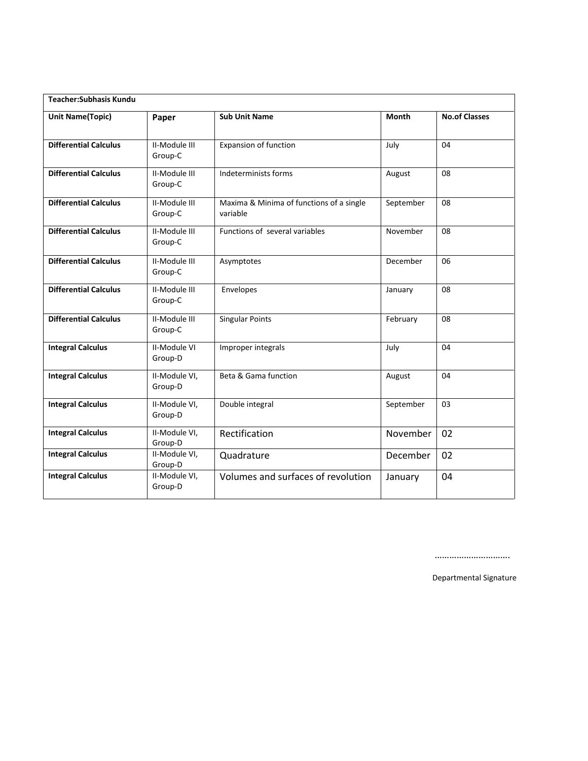| Teacher:Subhasis Kundu | | | | |
|---|---|---|---|---|
| **Unit Name(Topic)** | **Paper** | **Sub Unit Name** | **Month** | **No.of Classes** |
| **Differential Calculus** | II-Module III Group-C | Expansion of function | July | 04 |
| **Differential Calculus** | II-Module III Group-C | Indeterminists forms | August | 08 |
| **Differential Calculus** | II-Module III Group-C | Maxima & Minima of functions of a single variable | September | 08 |
| **Differential Calculus** | II-Module III Group-C | Functions of several variables | November | 08 |
| **Differential Calculus** | II-Module III Group-C | Asymptotes | December | 06 |
| **Differential Calculus** | II-Module III Group-C | Envelopes | January | 08 |
| **Differential Calculus** | II-Module III Group-C | Singular Points | February | 08 |
| **Integral Calculus** | II-Module VI Group-D | Improper integrals | July | 04 |
| **Integral Calculus** | II-Module VI, Group-D | Beta & Gama function | August | 04 |
| **Integral Calculus** | II-Module VI, Group-D | Double integral | September | 03 |
| **Integral Calculus** | II-Module VI, Group-D | Rectification | November | 02 |
| **Integral Calculus** | II-Module VI, Group-D | Quadrature | December | 02 |
| **Integral Calculus** | II-Module VI, Group-D | Volumes and surfaces of revolution | January | 04 |

..............................

Departmental Signature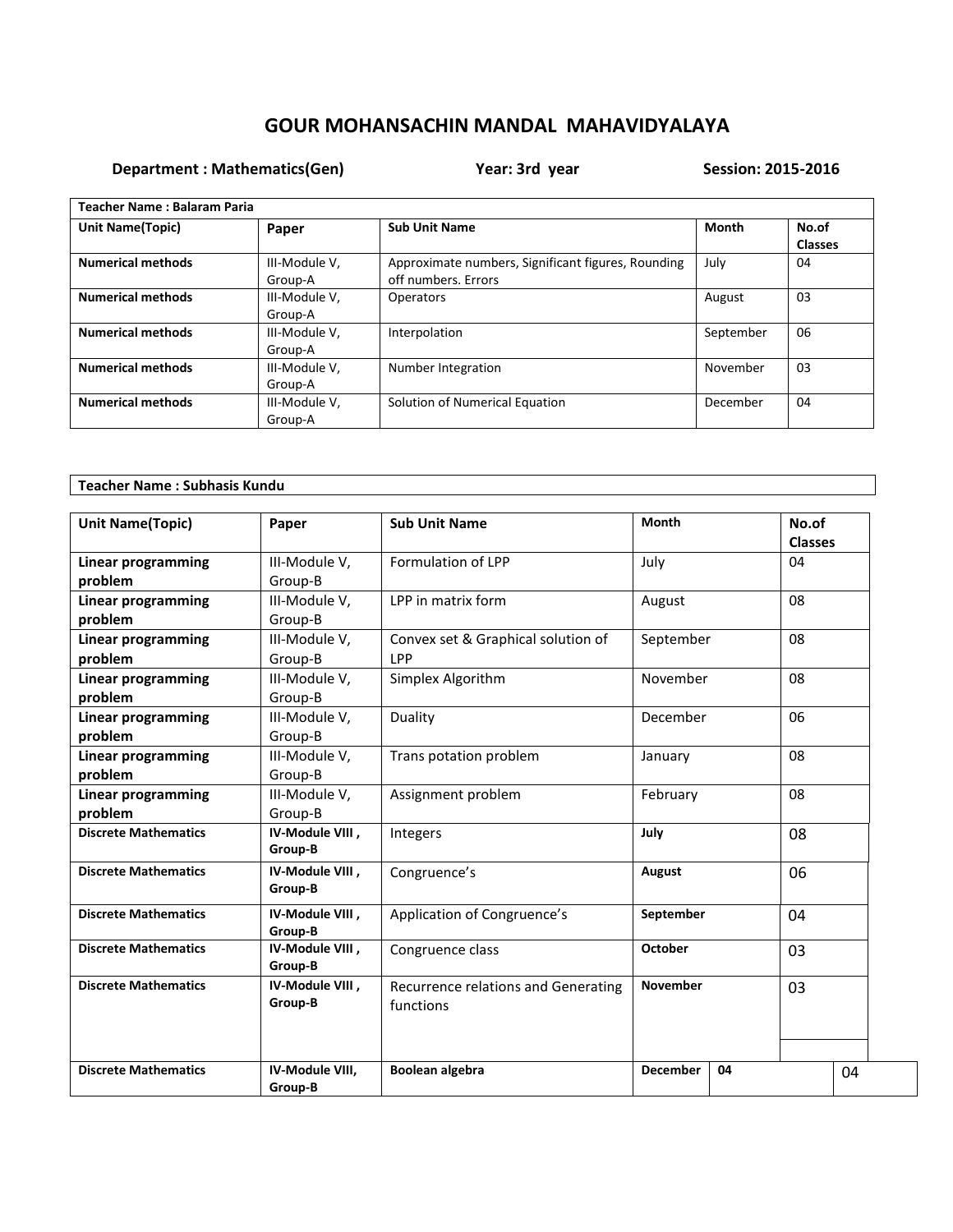# GOUR MOHANSACHIN MANDAL MAHAVIDYALAYA

**Department : Mathematics(Gen)** **Year: 3rd year** **Session: 2015-2016**

| Teacher Name : Balaram Paria | | | | |
|---|---|---|---|---|
| **Unit Name(Topic)** | **Paper** | **Sub Unit Name** | **Month** | **No.of Classes** |
| **Numerical methods** | III-Module V, Group-A | Approximate numbers, Significant figures, Rounding off numbers. Errors | July | 04 |
| **Numerical methods** | III-Module V, Group-A | Operators | August | 03 |
| **Numerical methods** | III-Module V, Group-A | Interpolation | September | 06 |
| **Numerical methods** | III-Module V, Group-A | Number Integration | November | 03 |
| **Numerical methods** | III-Module V, Group-A | Solution of Numerical Equation | December | 04 |

**Teacher Name : Subhasis Kundu**

| Unit Name(Topic) | Paper | Sub Unit Name | Month | No.of Classes |
|---|---|---|---|---|
| **Linear programming problem** | III-Module V, Group-B | Formulation of LPP | July | 04 |
| **Linear programming problem** | III-Module V, Group-B | LPP in matrix form | August | 08 |
| **Linear programming problem** | III-Module V, Group-B | Convex set & Graphical solution of LPP | September | 08 |
| **Linear programming problem** | III-Module V, Group-B | Simplex Algorithm | November | 08 |
| **Linear programming problem** | III-Module V, Group-B | Duality | December | 06 |
| **Linear programming problem** | III-Module V, Group-B | Trans potation problem | January | 08 |
| **Linear programming problem** | III-Module V, Group-B | Assignment problem | February | 08 |
| **Discrete Mathematics** | **IV-Module VIII , Group-B** | Integers | **July** | 08 |
| **Discrete Mathematics** | **IV-Module VIII , Group-B** | Congruence's | **August** | 06 |
| **Discrete Mathematics** | **IV-Module VIII , Group-B** | Application of Congruence's | **September** | 04 |
| **Discrete Mathematics** | **IV-Module VIII , Group-B** | Congruence class | **October** | 03 |
| **Discrete Mathematics** | **IV-Module VIII , Group-B** | Recurrence relations and Generating functions | **November** | 03 |
| **Discrete Mathematics** | **IV-Module VIII, Group-B** | **Boolean algebra** | **December** **04** | 04 |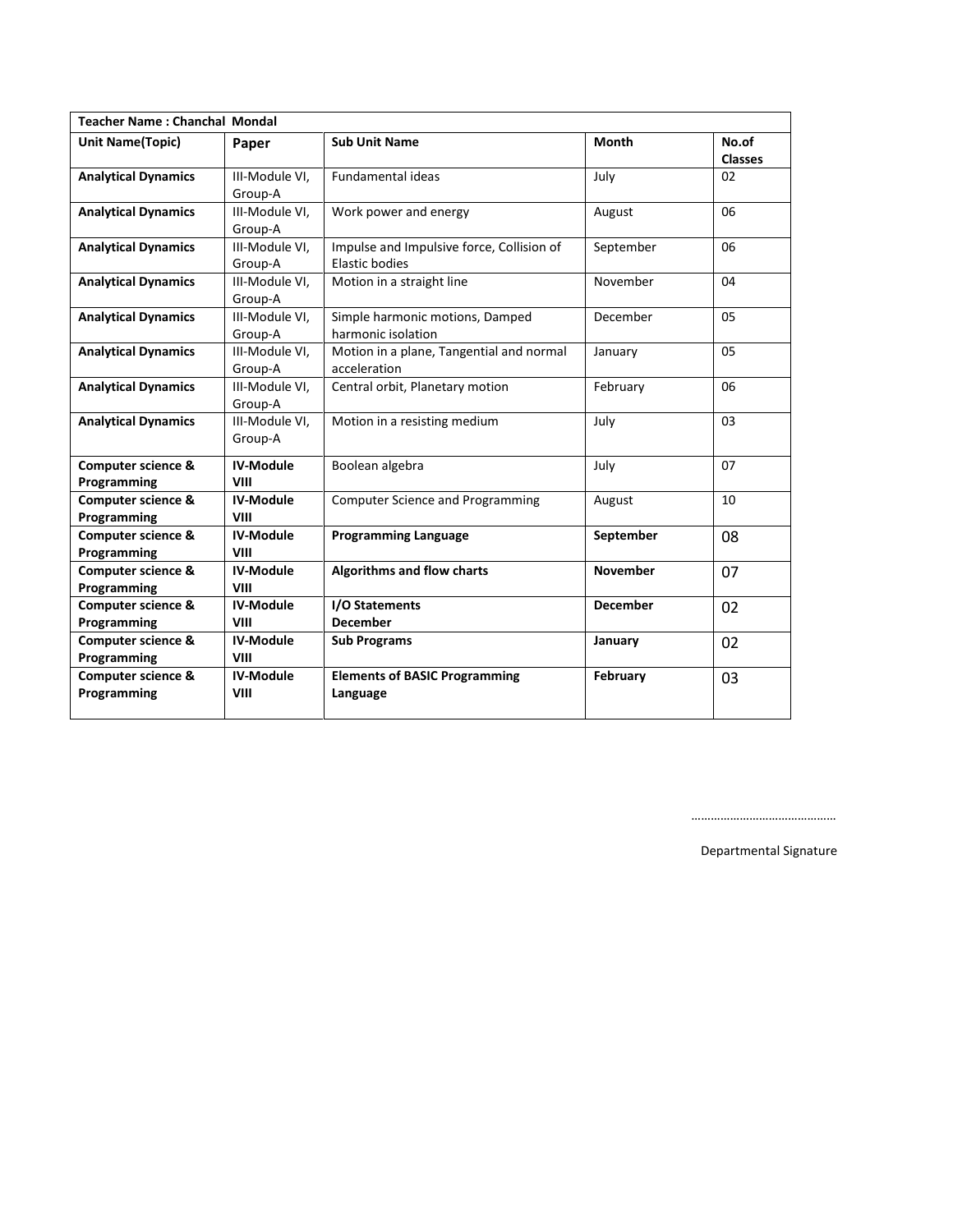| Teacher Name : Chanchal Mondal | | | | |
|---|---|---|---|---|
| **Unit Name(Topic)** | **Paper** | **Sub Unit Name** | **Month** | **No.of Classes** |
| **Analytical Dynamics** | III-Module VI, Group-A | Fundamental ideas | July | 02 |
| **Analytical Dynamics** | III-Module VI, Group-A | Work power and energy | August | 06 |
| **Analytical Dynamics** | III-Module VI, Group-A | Impulse and Impulsive force, Collision of Elastic bodies | September | 06 |
| **Analytical Dynamics** | III-Module VI, Group-A | Motion in a straight line | November | 04 |
| **Analytical Dynamics** | III-Module VI, Group-A | Simple harmonic motions, Damped harmonic isolation | December | 05 |
| **Analytical Dynamics** | III-Module VI, Group-A | Motion in a plane, Tangential and normal acceleration | January | 05 |
| **Analytical Dynamics** | III-Module VI, Group-A | Central orbit, Planetary motion | February | 06 |
| **Analytical Dynamics** | III-Module VI, Group-A | Motion in a resisting medium | July | 03 |
| **Computer science & Programming** | **IV-Module VIII** | Boolean algebra | July | 07 |
| **Computer science & Programming** | **IV-Module VIII** | Computer Science and Programming | August | 10 |
| **Computer science & Programming** | **IV-Module VIII** | **Programming Language** | **September** | 08 |
| **Computer science & Programming** | **IV-Module VIII** | **Algorithms and flow charts** | **November** | 07 |
| **Computer science & Programming** | **IV-Module VIII** | **I/O Statements December** | **December** | 02 |
| **Computer science & Programming** | **IV-Module VIII** | **Sub Programs** | **January** | 02 |
| **Computer science & Programming** | **IV-Module VIII** | **Elements of BASIC Programming Language** | **February** | 03 |

……………………………………

Departmental Signature